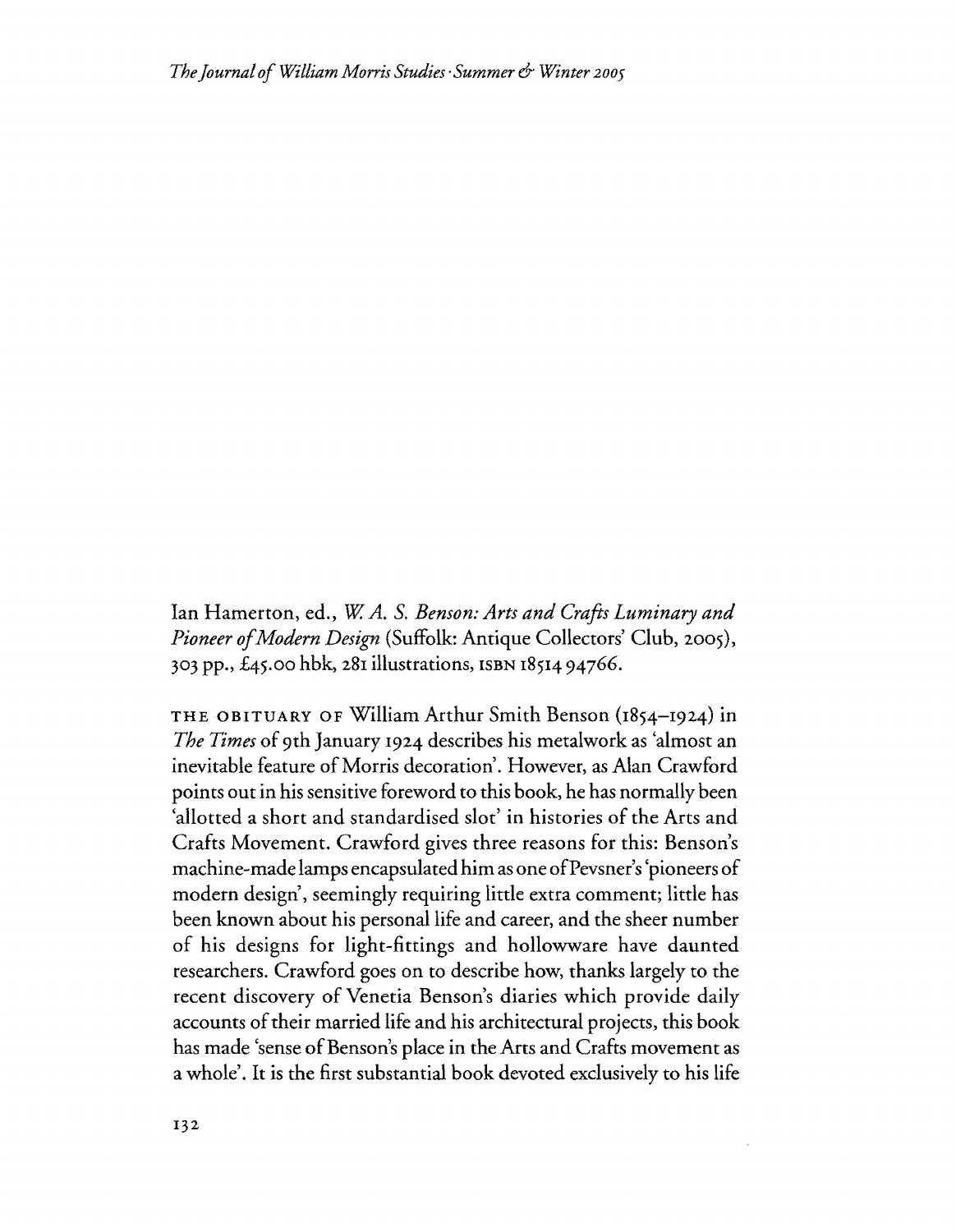Ian Hamerton, ed., *W. A. S. Benson: Arts and Crafts Luminary and Pioneer of Modern Design* (Suffolk: Antique Collectors' Club, 2005), 303 pp., £45.00 hbk, 281 illustrations, ISBN 1851494766.

THE OBITUARY OF William Arthur Smith Benson (1854–1924) in *The Times* of 9th January 1924 describes his metalwork as 'almost an inevitable feature of Morris decoration'. However, as Alan Crawford points out in his sensitive foreword to this book, he has normally been 'allotted a short and standardised slot' in histories of the Arts and Crafts Movement. Crawford gives three reasons for this: Benson's machine-made lamps encapsulated him as one of Pevsner's 'pioneers of modern design', seemingly requiring little extra comment; little has been known about his personal life and career, and the sheer number of his designs for light-fittings and hollowware have daunted researchers. Crawford goes on to describe how, thanks largely to the recent discovery of Venetia Benson's diaries which provide daily accounts of their married life and his architectural projects, this book has made 'sense of Benson's place in the Arts and Crafts movement as a whole'. It is the first substantial book devoted exclusively to his life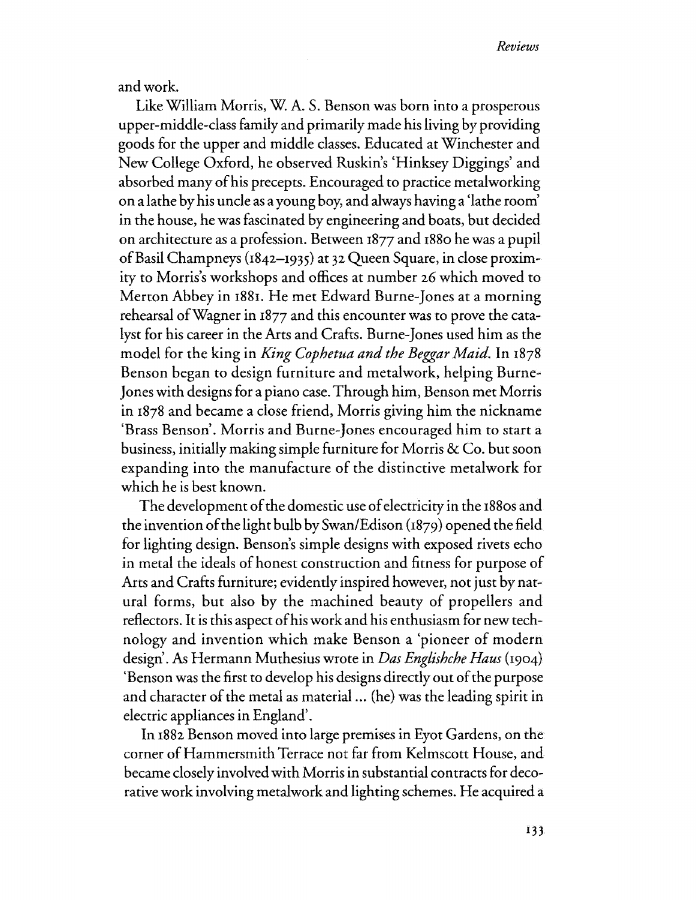and work.

Like William Morris, W. A. S. Benson was born into a prosperous upper-middle-class family and primarily made his living by providing goods for the upper and middle classes. Educated at Winchester and New College Oxford, he observed Ruskin's 'Hinksey Diggings' and absorbed many of his precepts. Encouraged to practice metalworking on a lathe by his uncle as a young boy, and always having a 'lathe room' in the house, he was fascinated by engineering and boats, but decided on architecture as a profession. Between 1877 and 1880 he was a pupil of Basil Champneys (1842–1935) at 32 Queen Square, in close proximity to Morris's workshops and offices at number 26 which moved to Merton Abbey in 1881. He met Edward Burne-Jones at a morning rehearsal of Wagner in 1877 and this encounter was to prove the catalyst for his career in the Arts and Crafts. Burne-Jones used him as the model for the king in *King Cophetua and the Beggar Maid*. In 1878 Benson began to design furniture and metalwork, helping Burne-Jones with designs for a piano case. Through him, Benson met Morris in 1878 and became a close friend, Morris giving him the nickname 'Brass Benson'. Morris and Burne-Jones encouraged him to start a business, initially making simple furniture for Morris & Co. but soon expanding into the manufacture of the distinctive metalwork for which he is best known.

The development of the domestic use of electricity in the 1880s and the invention of the light bulb by Swan/Edison (1879) opened the field for lighting design. Benson's simple designs with exposed rivets echo in metal the ideals of honest construction and fitness for purpose of Arts and Crafts furniture; evidently inspired however, not just by natural forms, but also by the machined beauty of propellers and reflectors. It is this aspect of his work and his enthusiasm for new technology and invention which make Benson a 'pioneer of modern design'. As Hermann Muthesius wrote in *Das Englishche Haus* (1904) 'Benson was the first to develop his designs directly out of the purpose and character of the metal as material ... (he) was the leading spirit in electric appliances in England'.

In 1882 Benson moved into large premises in Eyot Gardens, on the corner of Hammersmith Terrace not far from Kelmscott House, and became closely involved with Morris in substantial contracts for decorative work involving metalwork and lighting schemes. He acquired a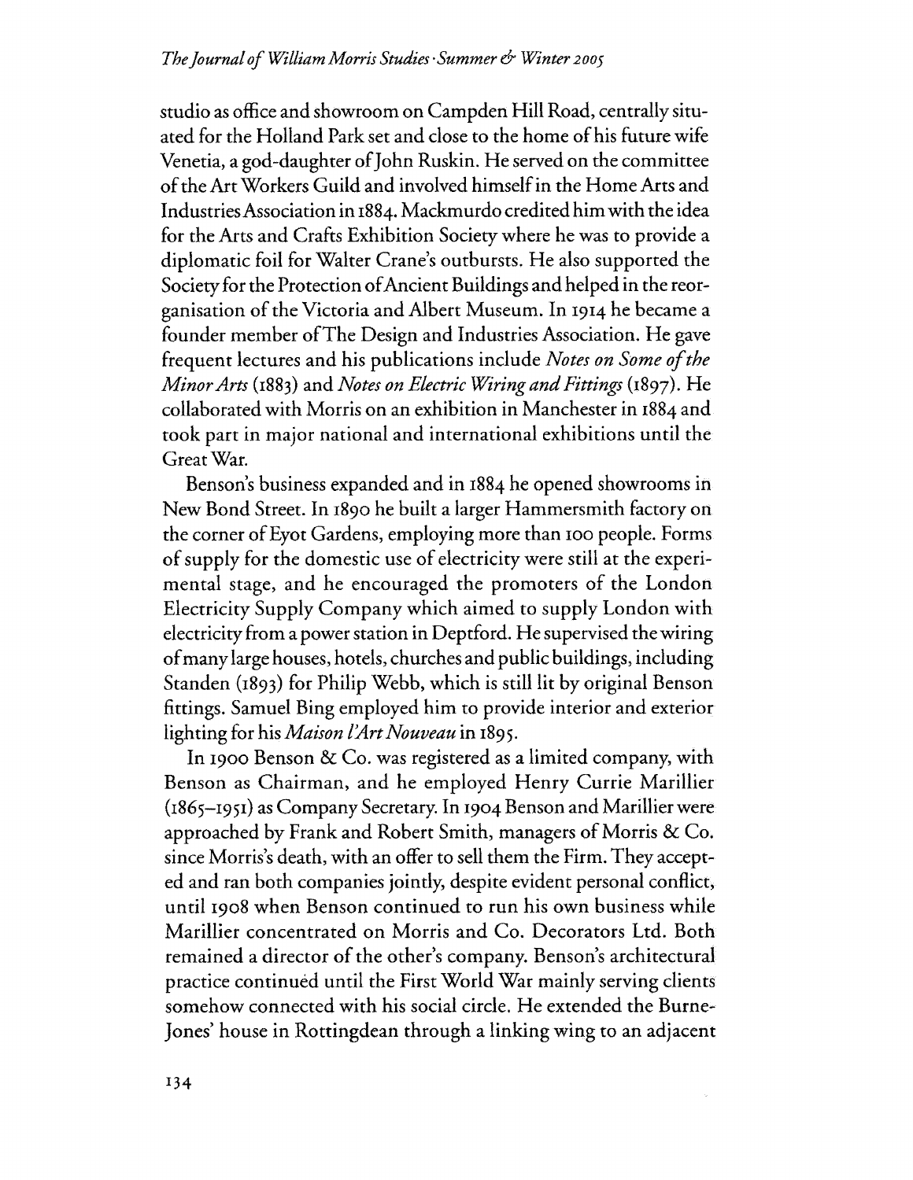studio as office and showroom on Campden Hill Road, centrally situated for the Holland Park set and close to the home of his future wife Venetia, a god-daughter of John Ruskin. He served on the committee of the Art Workers Guild and involved himself in the Home Arts and Industries Association in 1884. Mackmurdo credited him with the idea for the Arts and Crafts Exhibition Society where he was to provide a diplomatic foil for Walter Crane's outbursts. He also supported the Society for the Protection of Ancient Buildings and helped in the reorganisation of the Victoria and Albert Museum. In 1914 he became a founder member of The Design and Industries Association. He gave frequent lectures and his publications include *Notes on Some of the Minor Arts* (1883) and *Notes on Electric Wiring and Fittings* (1897). He collaborated with Morris on an exhibition in Manchester in 1884 and took part in major national and international exhibitions until the Great War.

Benson's business expanded and in 1884 he opened showrooms in New Bond Street. In 1890 he built a larger Hammersmith factory on the corner of Eyot Gardens, employing more than 100 people. Forms of supply for the domestic use of electricity were still at the experimental stage, and he encouraged the promoters of the London Electricity Supply Company which aimed to supply London with electricity from a power station in Deptford. He supervised the wiring of many large houses, hotels, churches and public buildings, including Standen (1893) for Philip Webb, which is still lit by original Benson fittings. Samuel Bing employed him to provide interior and exterior lighting for his *Maison l'Art Nouveau* in 1895.

In 1900 Benson & Co. was registered as a limited company, with Benson as Chairman, and he employed Henry Currie Marillier (1865–1951) as Company Secretary. In 1904 Benson and Marillier were approached by Frank and Robert Smith, managers of Morris & Co. since Morris's death, with an offer to sell them the Firm. They accepted and ran both companies jointly, despite evident personal conflict, until 1908 when Benson continued to run his own business while Marillier concentrated on Morris and Co. Decorators Ltd. Both remained a director of the other's company. Benson's architectural practice continued until the First World War mainly serving clients somehow connected with his social circle. He extended the Burne-Jones' house in Rottingdean through a linking wing to an adjacent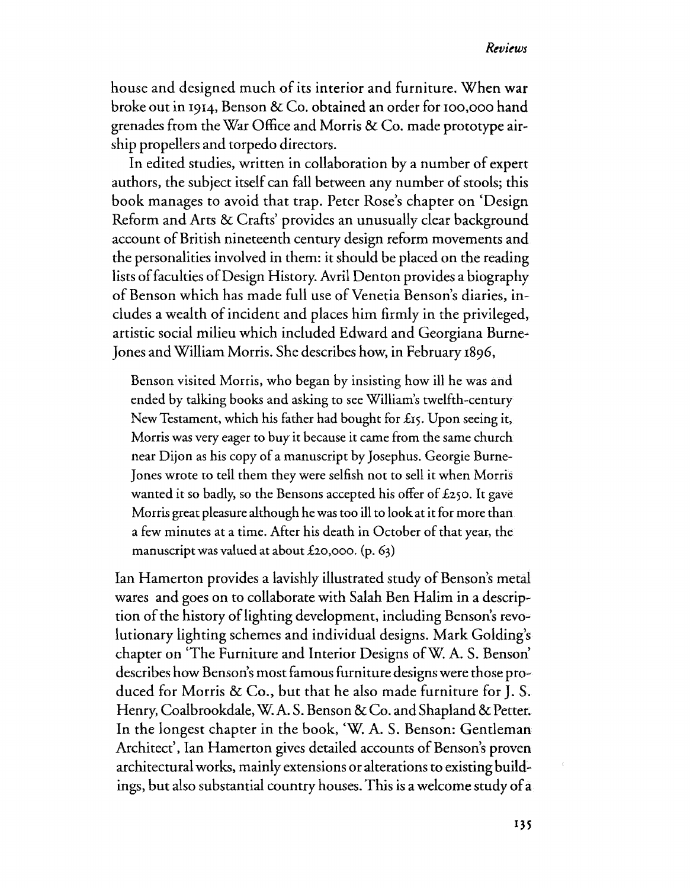house and designed much of its interior and furniture. When war broke out in 1914, Benson & Co. obtained an order for 100,000 hand grenades from the War Office and Morris & Co. made prototype airship propellers and torpedo directors.

In edited studies, written in collaboration by a number of expert authors, the subject itself can fall between any number of stools; this book manages to avoid that trap. Peter Rose's chapter on 'Design Reform and Arts & Crafts' provides an unusually clear background account of British nineteenth century design reform movements and the personalities involved in them: it should be placed on the reading lists of faculties of Design History. Avril Denton provides a biography of Benson which has made full use of Venetia Benson's diaries, includes a wealth of incident and places him firmly in the privileged, artistic social milieu which included Edward and Georgiana Burne-Jones and William Morris. She describes how, in February 1896,

> Benson visited Morris, who began by insisting how ill he was and ended by talking books and asking to see William's twelfth-century New Testament, which his father had bought for £15. Upon seeing it, Morris was very eager to buy it because it came from the same church near Dijon as his copy of a manuscript by Josephus. Georgie Burne-Jones wrote to tell them they were selfish not to sell it when Morris wanted it so badly, so the Bensons accepted his offer of £250. It gave Morris great pleasure although he was too ill to look at it for more than a few minutes at a time. After his death in October of that year, the manuscript was valued at about £20,000. (p. 63)

Ian Hamerton provides a lavishly illustrated study of Benson's metal wares and goes on to collaborate with Salah Ben Halim in a description of the history of lighting development, including Benson's revolutionary lighting schemes and individual designs. Mark Golding's chapter on 'The Furniture and Interior Designs of W. A. S. Benson' describes how Benson's most famous furniture designs were those produced for Morris & Co., but that he also made furniture for J. S. Henry, Coalbrookdale, W. A. S. Benson & Co. and Shapland & Petter. In the longest chapter in the book, 'W. A. S. Benson: Gentleman Architect', Ian Hamerton gives detailed accounts of Benson's proven architectural works, mainly extensions or alterations to existing buildings, but also substantial country houses. This is a welcome study of a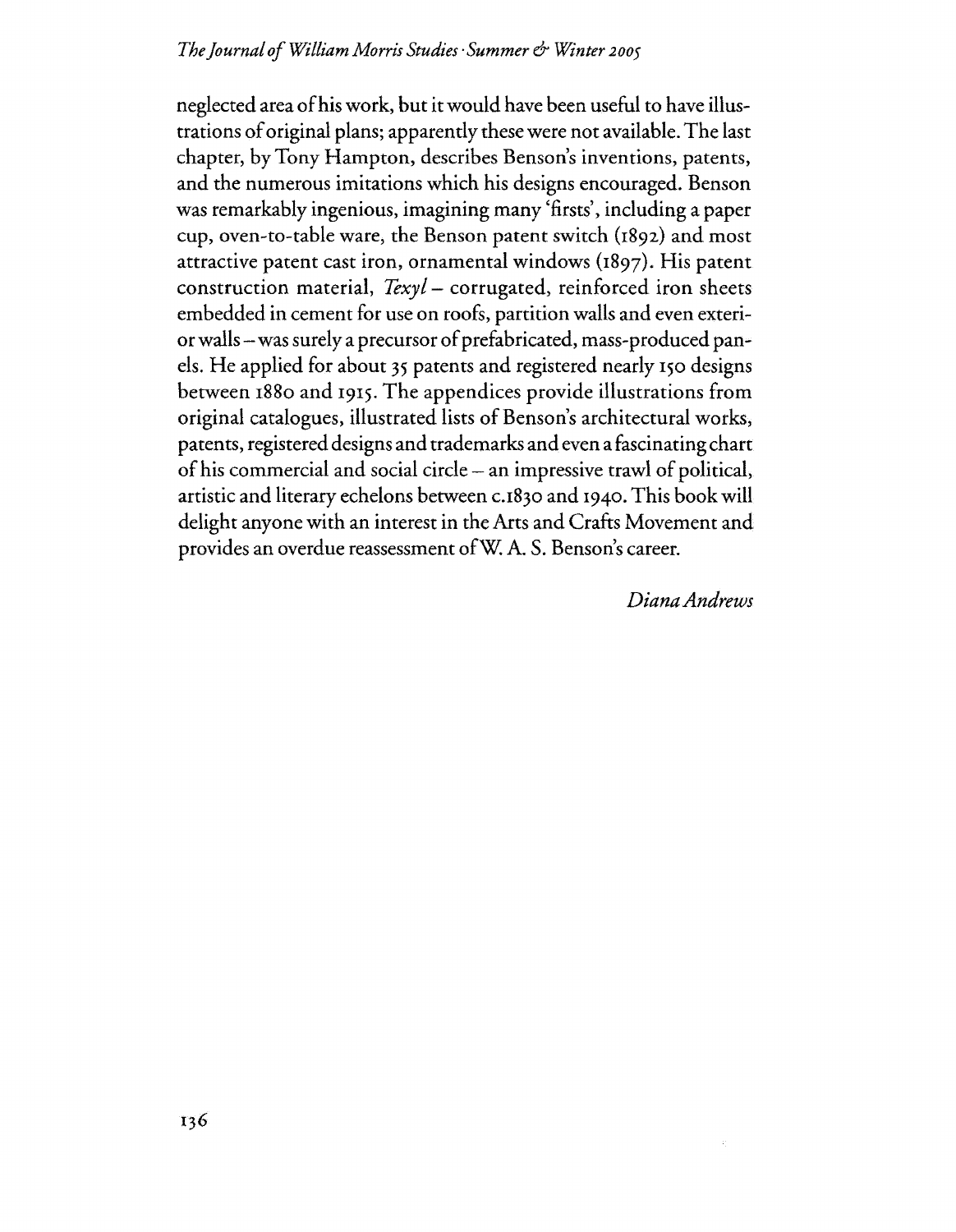neglected area of his work, but it would have been useful to have illustrations of original plans; apparently these were not available. The last chapter, by Tony Hampton, describes Benson's inventions, patents, and the numerous imitations which his designs encouraged. Benson was remarkably ingenious, imagining many 'firsts', including a paper cup, oven-to-table ware, the Benson patent switch (1892) and most attractive patent cast iron, ornamental windows (1897). His patent construction material, *Texyl* – corrugated, reinforced iron sheets embedded in cement for use on roofs, partition walls and even exterior walls – was surely a precursor of prefabricated, mass-produced panels. He applied for about 35 patents and registered nearly 150 designs between 1880 and 1915. The appendices provide illustrations from original catalogues, illustrated lists of Benson's architectural works, patents, registered designs and trademarks and even a fascinating chart of his commercial and social circle – an impressive trawl of political, artistic and literary echelons between c.1830 and 1940. This book will delight anyone with an interest in the Arts and Crafts Movement and provides an overdue reassessment of W. A. S. Benson's career.

*Diana Andrews*